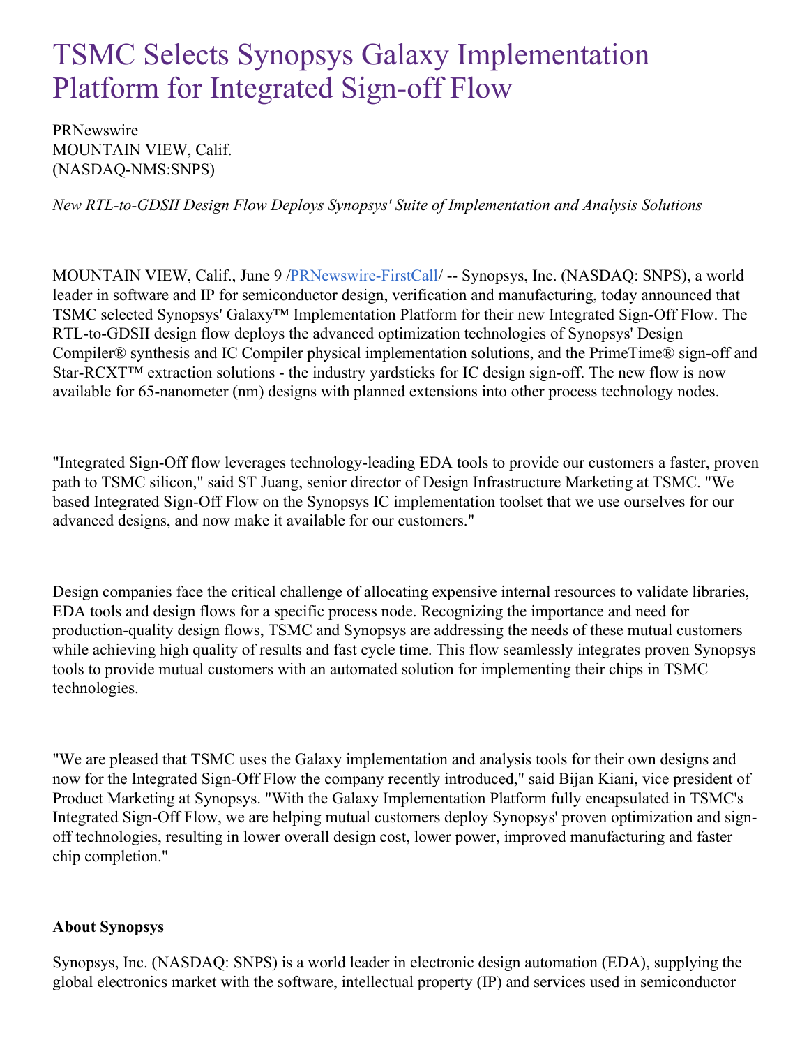# TSMC Selects Synopsys Galaxy Implementation Platform for Integrated Sign-off Flow

PRNewswire
MOUNTAIN VIEW, Calif.
(NASDAQ-NMS:SNPS)

*New RTL-to-GDSII Design Flow Deploys Synopsys' Suite of Implementation and Analysis Solutions*

MOUNTAIN VIEW, Calif., June 9 /PRNewswire-FirstCall/ -- Synopsys, Inc. (NASDAQ: SNPS), a world leader in software and IP for semiconductor design, verification and manufacturing, today announced that TSMC selected Synopsys' Galaxy™ Implementation Platform for their new Integrated Sign-Off Flow. The RTL-to-GDSII design flow deploys the advanced optimization technologies of Synopsys' Design Compiler® synthesis and IC Compiler physical implementation solutions, and the PrimeTime® sign-off and Star-RCXT™ extraction solutions - the industry yardsticks for IC design sign-off. The new flow is now available for 65-nanometer (nm) designs with planned extensions into other process technology nodes.

"Integrated Sign-Off flow leverages technology-leading EDA tools to provide our customers a faster, proven path to TSMC silicon," said ST Juang, senior director of Design Infrastructure Marketing at TSMC. "We based Integrated Sign-Off Flow on the Synopsys IC implementation toolset that we use ourselves for our advanced designs, and now make it available for our customers."

Design companies face the critical challenge of allocating expensive internal resources to validate libraries, EDA tools and design flows for a specific process node. Recognizing the importance and need for production-quality design flows, TSMC and Synopsys are addressing the needs of these mutual customers while achieving high quality of results and fast cycle time. This flow seamlessly integrates proven Synopsys tools to provide mutual customers with an automated solution for implementing their chips in TSMC technologies.

"We are pleased that TSMC uses the Galaxy implementation and analysis tools for their own designs and now for the Integrated Sign-Off Flow the company recently introduced," said Bijan Kiani, vice president of Product Marketing at Synopsys. "With the Galaxy Implementation Platform fully encapsulated in TSMC's Integrated Sign-Off Flow, we are helping mutual customers deploy Synopsys' proven optimization and sign-off technologies, resulting in lower overall design cost, lower power, improved manufacturing and faster chip completion."

**About Synopsys**

Synopsys, Inc. (NASDAQ: SNPS) is a world leader in electronic design automation (EDA), supplying the global electronics market with the software, intellectual property (IP) and services used in semiconductor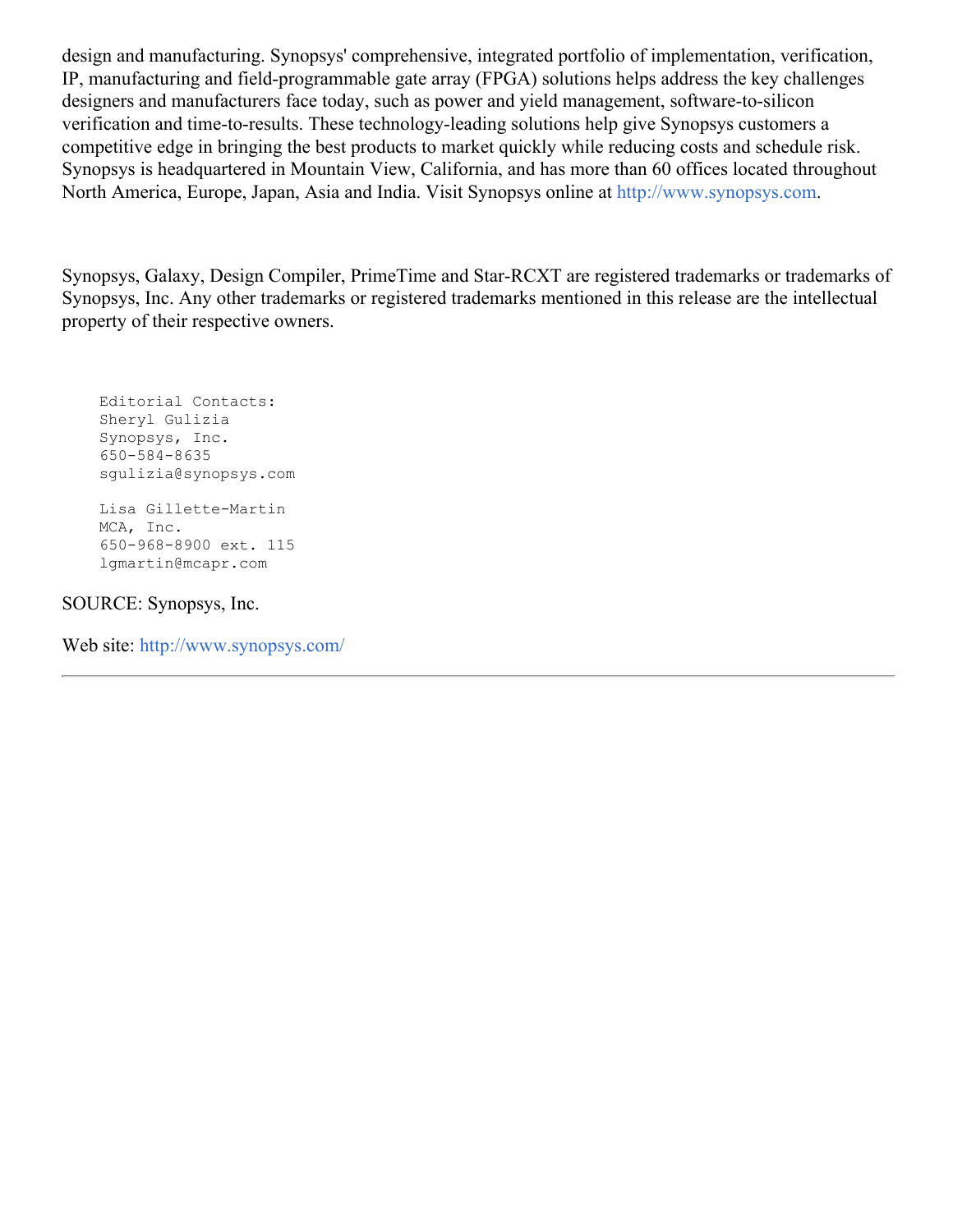design and manufacturing. Synopsys' comprehensive, integrated portfolio of implementation, verification, IP, manufacturing and field-programmable gate array (FPGA) solutions helps address the key challenges designers and manufacturers face today, such as power and yield management, software-to-silicon verification and time-to-results. These technology-leading solutions help give Synopsys customers a competitive edge in bringing the best products to market quickly while reducing costs and schedule risk. Synopsys is headquartered in Mountain View, California, and has more than 60 offices located throughout North America, Europe, Japan, Asia and India. Visit Synopsys online at http://www.synopsys.com.

Synopsys, Galaxy, Design Compiler, PrimeTime and Star-RCXT are registered trademarks or trademarks of Synopsys, Inc. Any other trademarks or registered trademarks mentioned in this release are the intellectual property of their respective owners.

```
Editorial Contacts:
Sheryl Gulizia
Synopsys, Inc.
650-584-8635
sgulizia@synopsys.com

Lisa Gillette-Martin
MCA, Inc.
650-968-8900 ext. 115
lgmartin@mcapr.com
```

SOURCE: Synopsys, Inc.

Web site: http://www.synopsys.com/

---